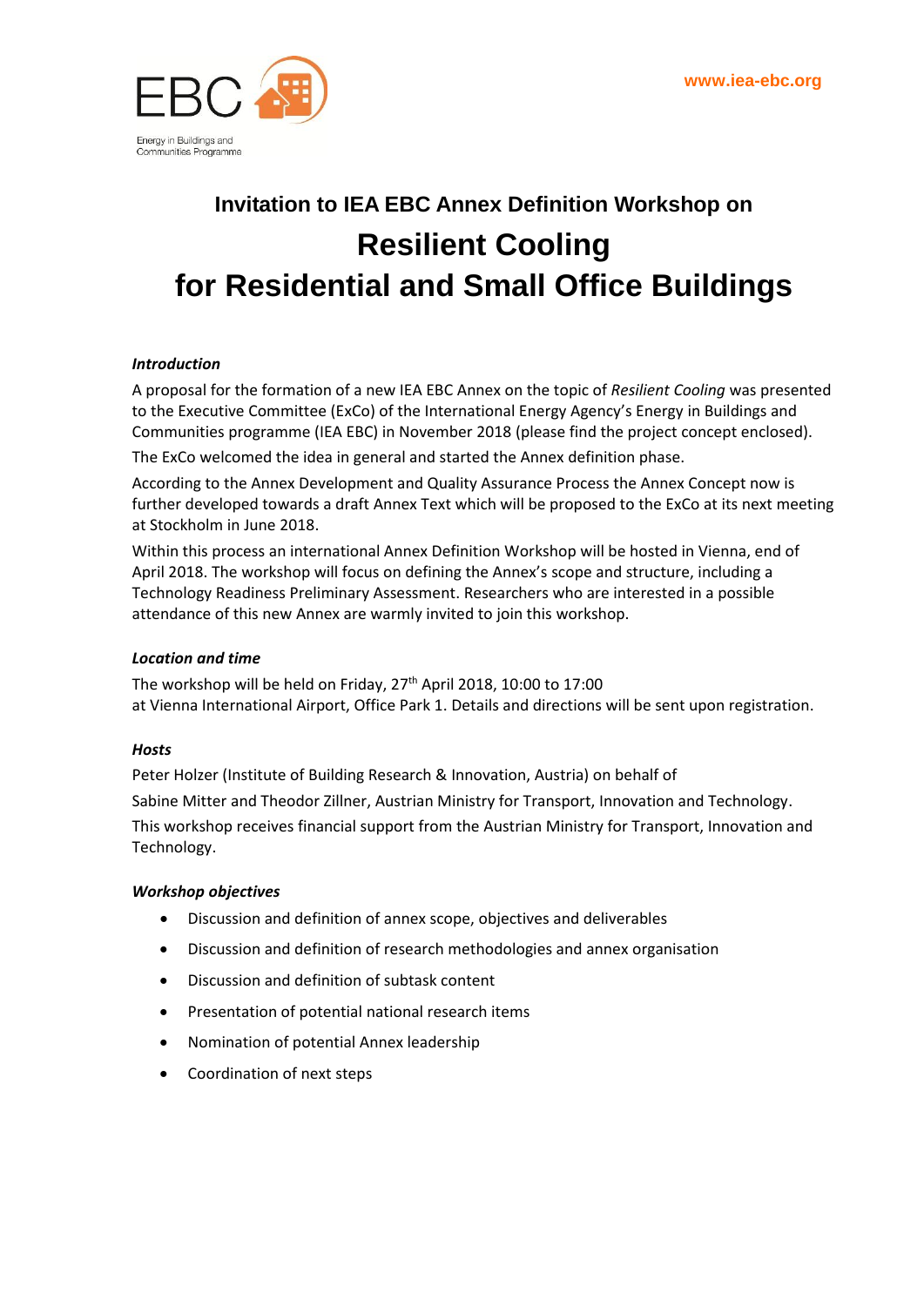EBC

Energy in Buildings and Communities Programme

www.iea-ebc.org

## Invitation to IEA EBC Annex Definition Workshop on

# Resilient Cooling for Residential and Small Office Buildings

### *Introduction*

A proposal for the formation of a new IEA EBC Annex on the topic of *Resilient Cooling* was presented to the Executive Committee (ExCo) of the International Energy Agency's Energy in Buildings and Communities programme (IEA EBC) in November 2018 (please find the project concept enclosed).

The ExCo welcomed the idea in general and started the Annex definition phase.

According to the Annex Development and Quality Assurance Process the Annex Concept now is further developed towards a draft Annex Text which will be proposed to the ExCo at its next meeting at Stockholm in June 2018.

Within this process an international Annex Definition Workshop will be hosted in Vienna, end of April 2018. The workshop will focus on defining the Annex's scope and structure, including a Technology Readiness Preliminary Assessment. Researchers who are interested in a possible attendance of this new Annex are warmly invited to join this workshop.

### *Location and time*

The workshop will be held on Friday, 27th April 2018, 10:00 to 17:00
at Vienna International Airport, Office Park 1. Details and directions will be sent upon registration.

### *Hosts*

Peter Holzer (Institute of Building Research & Innovation, Austria) on behalf of

Sabine Mitter and Theodor Zillner, Austrian Ministry for Transport, Innovation and Technology.

This workshop receives financial support from the Austrian Ministry for Transport, Innovation and Technology.

### *Workshop objectives*

- Discussion and definition of annex scope, objectives and deliverables
- Discussion and definition of research methodologies and annex organisation
- Discussion and definition of subtask content
- Presentation of potential national research items
- Nomination of potential Annex leadership
- Coordination of next steps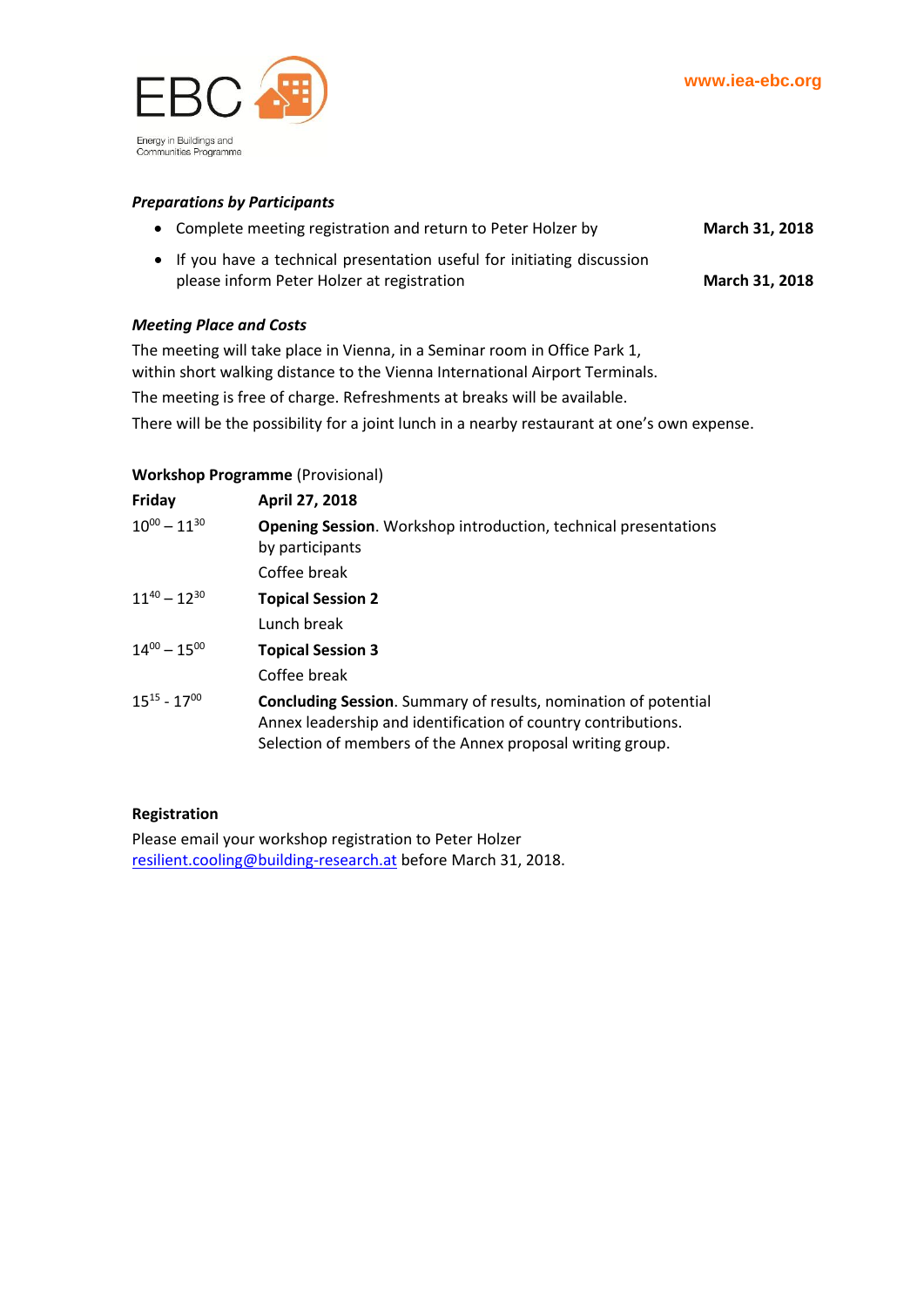***Preparations by Participants***

- Complete meeting registration and return to Peter Holzer by **March 31, 2018**
- If you have a technical presentation useful for initiating discussion please inform Peter Holzer at registration **March 31, 2018**

***Meeting Place and Costs***

The meeting will take place in Vienna, in a Seminar room in Office Park 1, within short walking distance to the Vienna International Airport Terminals.

The meeting is free of charge. Refreshments at breaks will be available.

There will be the possibility for a joint lunch in a nearby restaurant at one's own expense.

**Workshop Programme** (Provisional)

| **Friday** | **April 27, 2018** |
|---|---|
| $10^{00} – 11^{30}$ | **Opening Session**. Workshop introduction, technical presentations by participants |
| | Coffee break |
| $11^{40} – 12^{30}$ | **Topical Session 2** |
| | Lunch break |
| $14^{00} – 15^{00}$ | **Topical Session 3** |
| | Coffee break |
| $15^{15}$ - $17^{00}$ | **Concluding Session**. Summary of results, nomination of potential Annex leadership and identification of country contributions. Selection of members of the Annex proposal writing group. |

**Registration**

Please email your workshop registration to Peter Holzer resilient.cooling@building-research.at before March 31, 2018.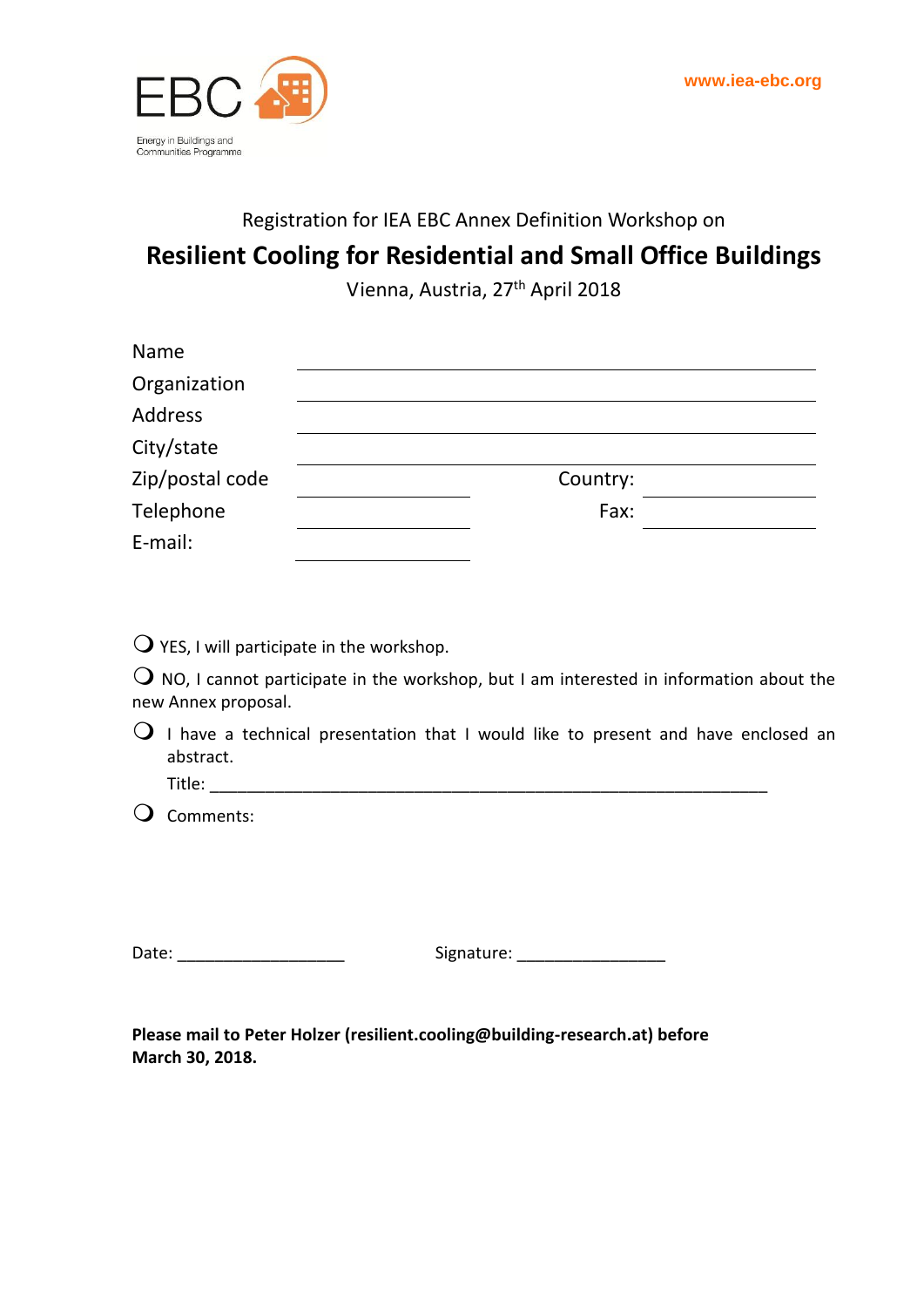EBC

Energy in Buildings and Communities Programme

www.iea-ebc.org

Registration for IEA EBC Annex Definition Workshop on

# Resilient Cooling for Residential and Small Office Buildings

Vienna, Austria, 27th April 2018

| | | | |
|---|---|---|---|
| Name | | | |
| Organization | | | |
| Address | | | |
| City/state | | | |
| Zip/postal code | | Country: | |
| Telephone | | Fax: | |
| E-mail: | | | |

❍ YES, I will participate in the workshop.

❍ NO, I cannot participate in the workshop, but I am interested in information about the new Annex proposal.

❍ I have a technical presentation that I would like to present and have enclosed an abstract.
Title: ____________________________________________________________

❍ Comments:

Date: ____________________ Signature: __________________

**Please mail to Peter Holzer (resilient.cooling@building-research.at) before March 30, 2018.**